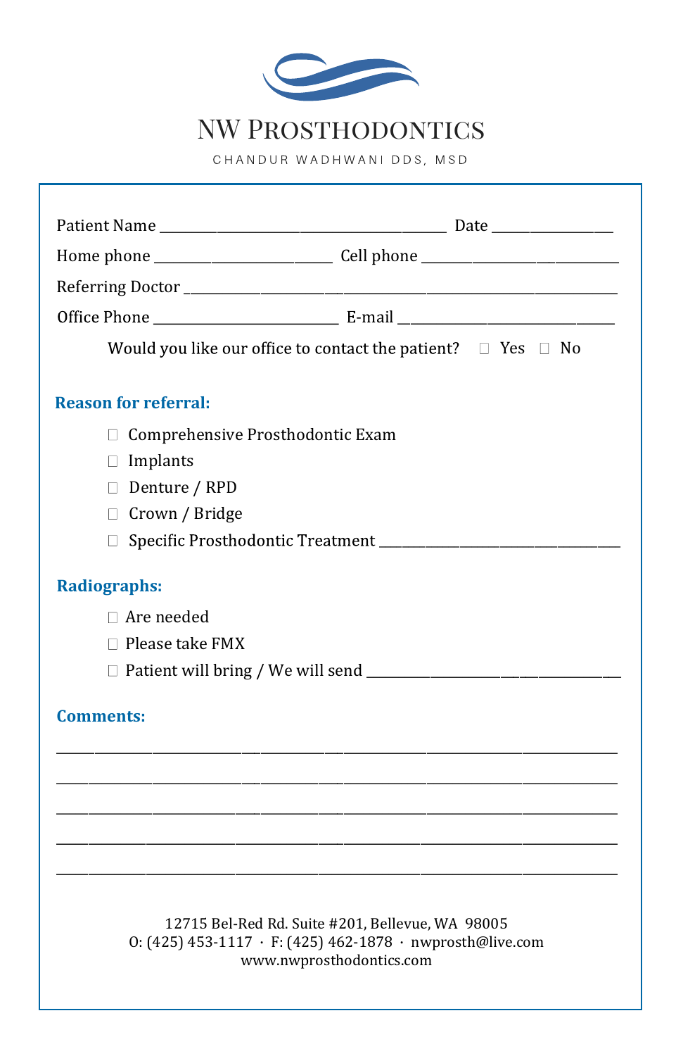# NW Prosthodontics

CHANDUR WADHWANI DDS, MSD

Patient Name ______________________________________ Date _______________

Home phone ______________________ Cell phone _________________________

Referring Doctor ___________________________________________________________

Office Phone ________________________ E-mail ____________________________

Would you like our office to contact the patient? ☐ Yes ☐ No

## Reason for referral:

- ☐ Comprehensive Prosthodontic Exam
- ☐ Implants
- ☐ Denture / RPD
- ☐ Crown / Bridge
- ☐ Specific Prosthodontic Treatment _______________________________

## Radiographs:

- ☐ Are needed
- ☐ Please take FMX
- ☐ Patient will bring / We will send _______________________________

## Comments:

___________________________________________________________________________

___________________________________________________________________________

___________________________________________________________________________

___________________________________________________________________________

___________________________________________________________________________

12715 Bel-Red Rd. Suite #201, Bellevue, WA 98005
O: (425) 453-1117 · F: (425) 462-1878 · nwprosth@live.com
www.nwprosthodontics.com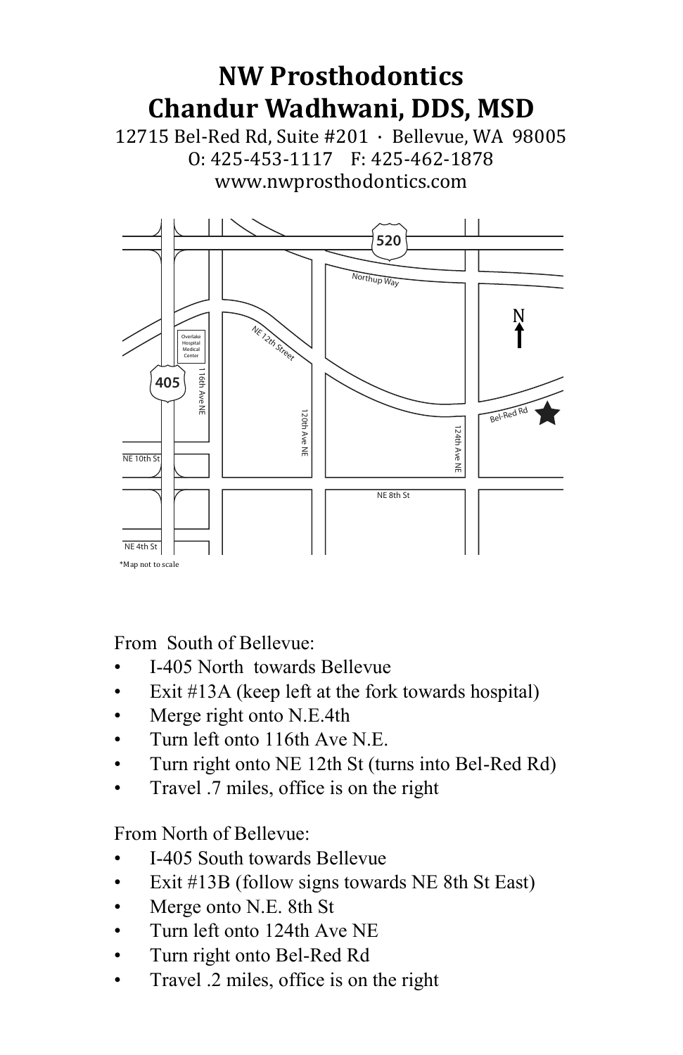# NW Prosthodontics
# Chandur Wadhwani, DDS, MSD

12715 Bel-Red Rd, Suite #201 · Bellevue, WA 98005
O: 425-453-1117 F: 425-462-1878
www.nwprosthodontics.com

520
Northup Way
N
Overlake Hospital Medical Center
NE 12th Street
405
116th Ave NE
120th Ave NE
124th Ave NE
Bel-Red Rd
NE 10th St
NE 8th St
NE 4th St
*Map not to scale

From South of Bellevue:

- I-405 North towards Bellevue
- Exit #13A (keep left at the fork towards hospital)
- Merge right onto N.E.4th
- Turn left onto 116th Ave N.E.
- Turn right onto NE 12th St (turns into Bel-Red Rd)
- Travel .7 miles, office is on the right

From North of Bellevue:

- I-405 South towards Bellevue
- Exit #13B (follow signs towards NE 8th St East)
- Merge onto N.E. 8th St
- Turn left onto 124th Ave NE
- Turn right onto Bel-Red Rd
- Travel .2 miles, office is on the right